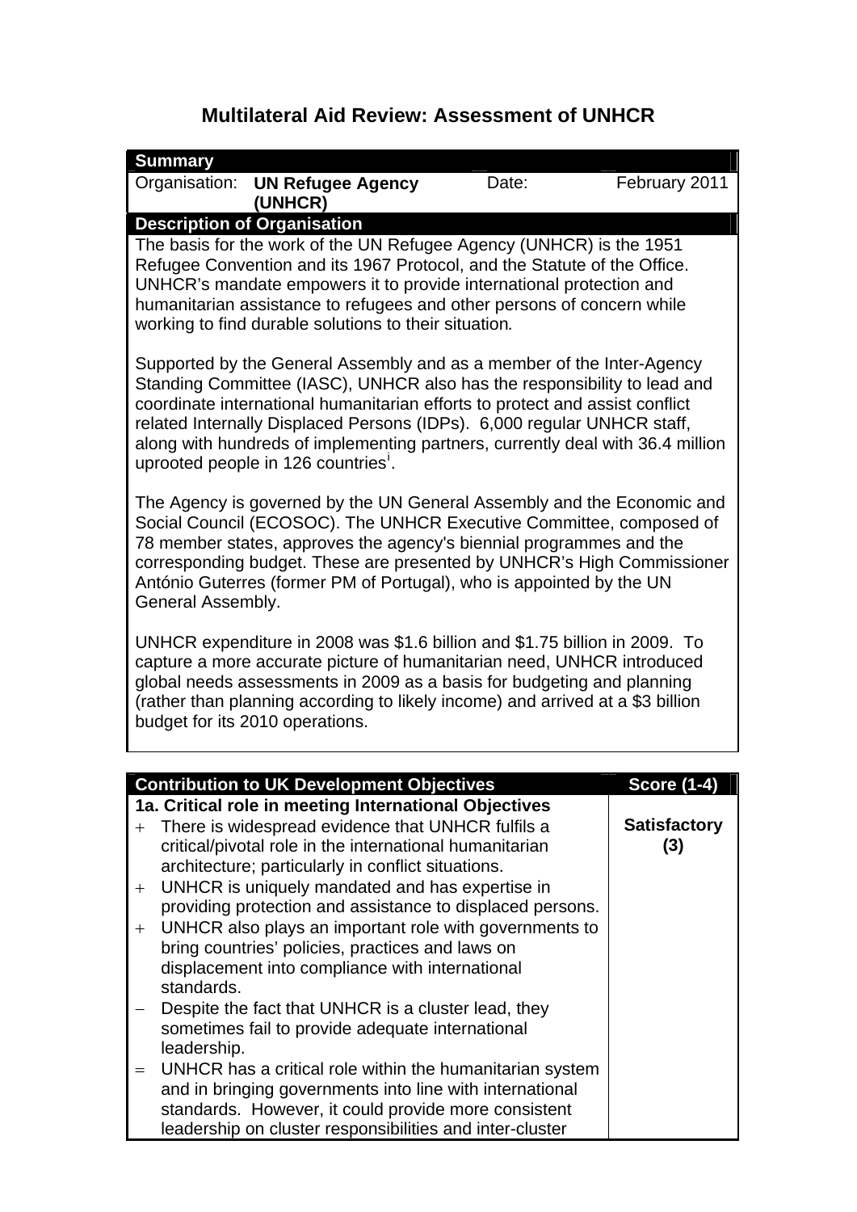# Multilateral Aid Review: Assessment of UNHCR

| Summary | | | |
|---|---|---|---|
| Organisation: | **UN Refugee Agency (UNHCR)** | Date: | February 2011 |

**Description of Organisation**

The basis for the work of the UN Refugee Agency (UNHCR) is the 1951 Refugee Convention and its 1967 Protocol, and the Statute of the Office. UNHCR's mandate empowers it to provide international protection and humanitarian assistance to refugees and other persons of concern while working to find durable solutions to their situation.

Supported by the General Assembly and as a member of the Inter-Agency Standing Committee (IASC), UNHCR also has the responsibility to lead and coordinate international humanitarian efforts to protect and assist conflict related Internally Displaced Persons (IDPs). 6,000 regular UNHCR staff, along with hundreds of implementing partners, currently deal with 36.4 million uprooted people in 126 countries[i].

The Agency is governed by the UN General Assembly and the Economic and Social Council (ECOSOC). The UNHCR Executive Committee, composed of 78 member states, approves the agency's biennial programmes and the corresponding budget. These are presented by UNHCR's High Commissioner António Guterres (former PM of Portugal), who is appointed by the UN General Assembly.

UNHCR expenditure in 2008 was $1.6 billion and $1.75 billion in 2009. To capture a more accurate picture of humanitarian need, UNHCR introduced global needs assessments in 2009 as a basis for budgeting and planning (rather than planning according to likely income) and arrived at a $3 billion budget for its 2010 operations.

| Contribution to UK Development Objectives | Score (1-4) |
|---|---|
| **1a. Critical role in meeting International Objectives**<br>+ There is widespread evidence that UNHCR fulfils a critical/pivotal role in the international humanitarian architecture; particularly in conflict situations.<br>+ UNHCR is uniquely mandated and has expertise in providing protection and assistance to displaced persons.<br>+ UNHCR also plays an important role with governments to bring countries' policies, practices and laws on displacement into compliance with international standards.<br>− Despite the fact that UNHCR is a cluster lead, they sometimes fail to provide adequate international leadership.<br>= UNHCR has a critical role within the humanitarian system and in bringing governments into line with international standards. However, it could provide more consistent leadership on cluster responsibilities and inter-cluster | **Satisfactory (3)** |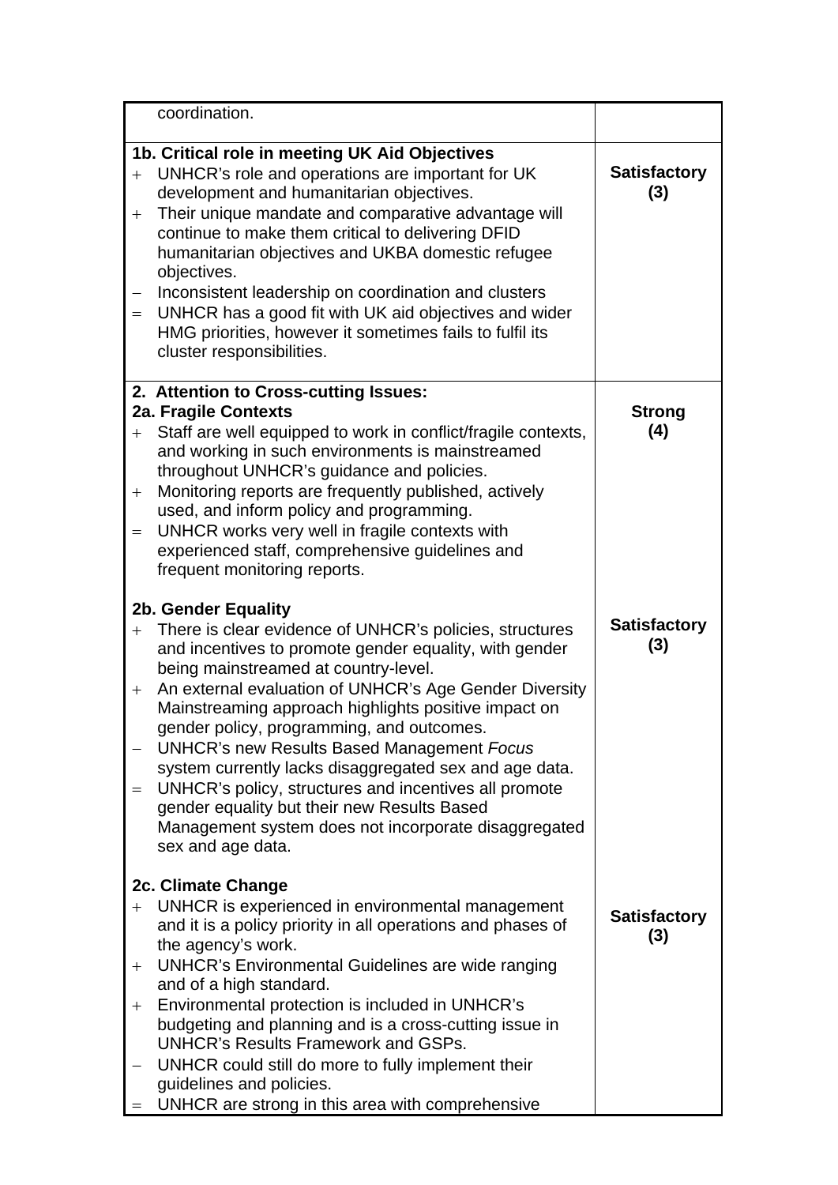| | |
|---|---|
| coordination. | |
| **1b. Critical role in meeting UK Aid Objectives**<br>+ UNHCR's role and operations are important for UK development and humanitarian objectives.<br>+ Their unique mandate and comparative advantage will continue to make them critical to delivering DFID humanitarian objectives and UKBA domestic refugee objectives.<br>– Inconsistent leadership on coordination and clusters<br>= UNHCR has a good fit with UK aid objectives and wider HMG priorities, however it sometimes fails to fulfil its cluster responsibilities. | **Satisfactory (3)** |
| **2. Attention to Cross-cutting Issues:**<br>**2a. Fragile Contexts**<br>+ Staff are well equipped to work in conflict/fragile contexts, and working in such environments is mainstreamed throughout UNHCR's guidance and policies.<br>+ Monitoring reports are frequently published, actively used, and inform policy and programming.<br>= UNHCR works very well in fragile contexts with experienced staff, comprehensive guidelines and frequent monitoring reports. | **Strong (4)** |
| **2b. Gender Equality**<br>+ There is clear evidence of UNHCR's policies, structures and incentives to promote gender equality, with gender being mainstreamed at country-level.<br>+ An external evaluation of UNHCR's Age Gender Diversity Mainstreaming approach highlights positive impact on gender policy, programming, and outcomes.<br>– UNHCR's new Results Based Management *Focus* system currently lacks disaggregated sex and age data.<br>= UNHCR's policy, structures and incentives all promote gender equality but their new Results Based Management system does not incorporate disaggregated sex and age data. | **Satisfactory (3)** |
| **2c. Climate Change**<br>+ UNHCR is experienced in environmental management and it is a policy priority in all operations and phases of the agency's work.<br>+ UNHCR's Environmental Guidelines are wide ranging and of a high standard.<br>+ Environmental protection is included in UNHCR's budgeting and planning and is a cross-cutting issue in UNHCR's Results Framework and GSPs.<br>– UNHCR could still do more to fully implement their guidelines and policies.<br>= UNHCR are strong in this area with comprehensive | **Satisfactory (3)** |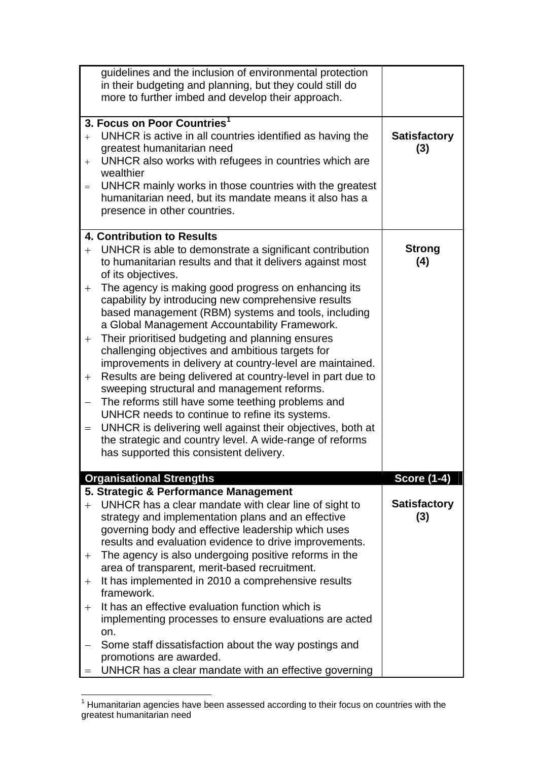| | |
|---|---|
| guidelines and the inclusion of environmental protection in their budgeting and planning, but they could still do more to further imbed and develop their approach. | |
| **3. Focus on Poor Countries**[1]<br>+ UNHCR is active in all countries identified as having the greatest humanitarian need<br>+ UNHCR also works with refugees in countries which are wealthier<br>= UNHCR mainly works in those countries with the greatest humanitarian need, but its mandate means it also has a presence in other countries. | **Satisfactory (3)** |
| **4. Contribution to Results**<br>+ UNHCR is able to demonstrate a significant contribution to humanitarian results and that it delivers against most of its objectives.<br>+ The agency is making good progress on enhancing its capability by introducing new comprehensive results based management (RBM) systems and tools, including a Global Management Accountability Framework.<br>+ Their prioritised budgeting and planning ensures challenging objectives and ambitious targets for improvements in delivery at country-level are maintained.<br>+ Results are being delivered at country-level in part due to sweeping structural and management reforms.<br>− The reforms still have some teething problems and UNHCR needs to continue to refine its systems.<br>= UNHCR is delivering well against their objectives, both at the strategic and country level. A wide-range of reforms has supported this consistent delivery. | **Strong (4)** |
| **Organisational Strengths** | **Score (1-4)** |
| **5. Strategic & Performance Management**<br>+ UNHCR has a clear mandate with clear line of sight to strategy and implementation plans and an effective governing body and effective leadership which uses results and evaluation evidence to drive improvements.<br>+ The agency is also undergoing positive reforms in the area of transparent, merit-based recruitment.<br>+ It has implemented in 2010 a comprehensive results framework.<br>+ It has an effective evaluation function which is implementing processes to ensure evaluations are acted on.<br>− Some staff dissatisfaction about the way postings and promotions are awarded.<br>= UNHCR has a clear mandate with an effective governing | **Satisfactory (3)** |

[1] Humanitarian agencies have been assessed according to their focus on countries with the greatest humanitarian need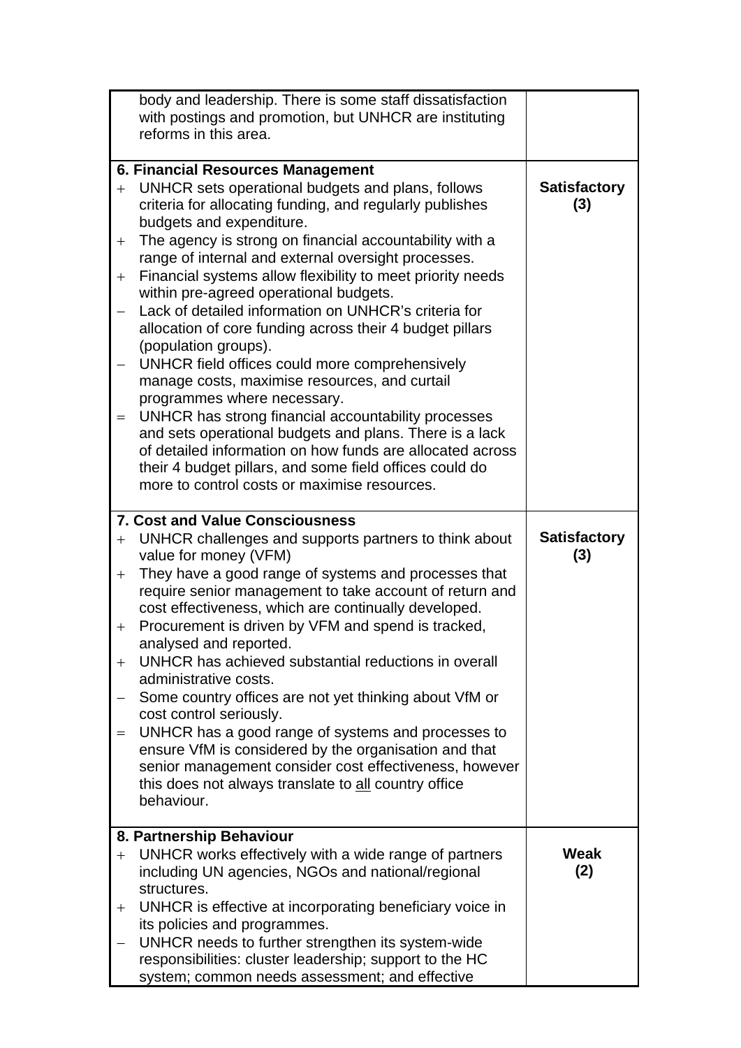| | |
|---|---|
| body and leadership. There is some staff dissatisfaction with postings and promotion, but UNHCR are instituting reforms in this area. | |
| **6. Financial Resources Management**<br>+ UNHCR sets operational budgets and plans, follows criteria for allocating funding, and regularly publishes budgets and expenditure.<br>+ The agency is strong on financial accountability with a range of internal and external oversight processes.<br>+ Financial systems allow flexibility to meet priority needs within pre-agreed operational budgets.<br>– Lack of detailed information on UNHCR's criteria for allocation of core funding across their 4 budget pillars (population groups).<br>– UNHCR field offices could more comprehensively manage costs, maximise resources, and curtail programmes where necessary.<br>= UNHCR has strong financial accountability processes and sets operational budgets and plans. There is a lack of detailed information on how funds are allocated across their 4 budget pillars, and some field offices could do more to control costs or maximise resources. | **Satisfactory (3)** |
| **7. Cost and Value Consciousness**<br>+ UNHCR challenges and supports partners to think about value for money (VFM)<br>+ They have a good range of systems and processes that require senior management to take account of return and cost effectiveness, which are continually developed.<br>+ Procurement is driven by VFM and spend is tracked, analysed and reported.<br>+ UNHCR has achieved substantial reductions in overall administrative costs.<br>– Some country offices are not yet thinking about VfM or cost control seriously.<br>= UNHCR has a good range of systems and processes to ensure VfM is considered by the organisation and that senior management consider cost effectiveness, however this does not always translate to <u>all</u> country office behaviour. | **Satisfactory (3)** |
| **8. Partnership Behaviour**<br>+ UNHCR works effectively with a wide range of partners including UN agencies, NGOs and national/regional structures.<br>+ UNHCR is effective at incorporating beneficiary voice in its policies and programmes.<br>– UNHCR needs to further strengthen its system-wide responsibilities: cluster leadership; support to the HC system; common needs assessment; and effective | **Weak (2)** |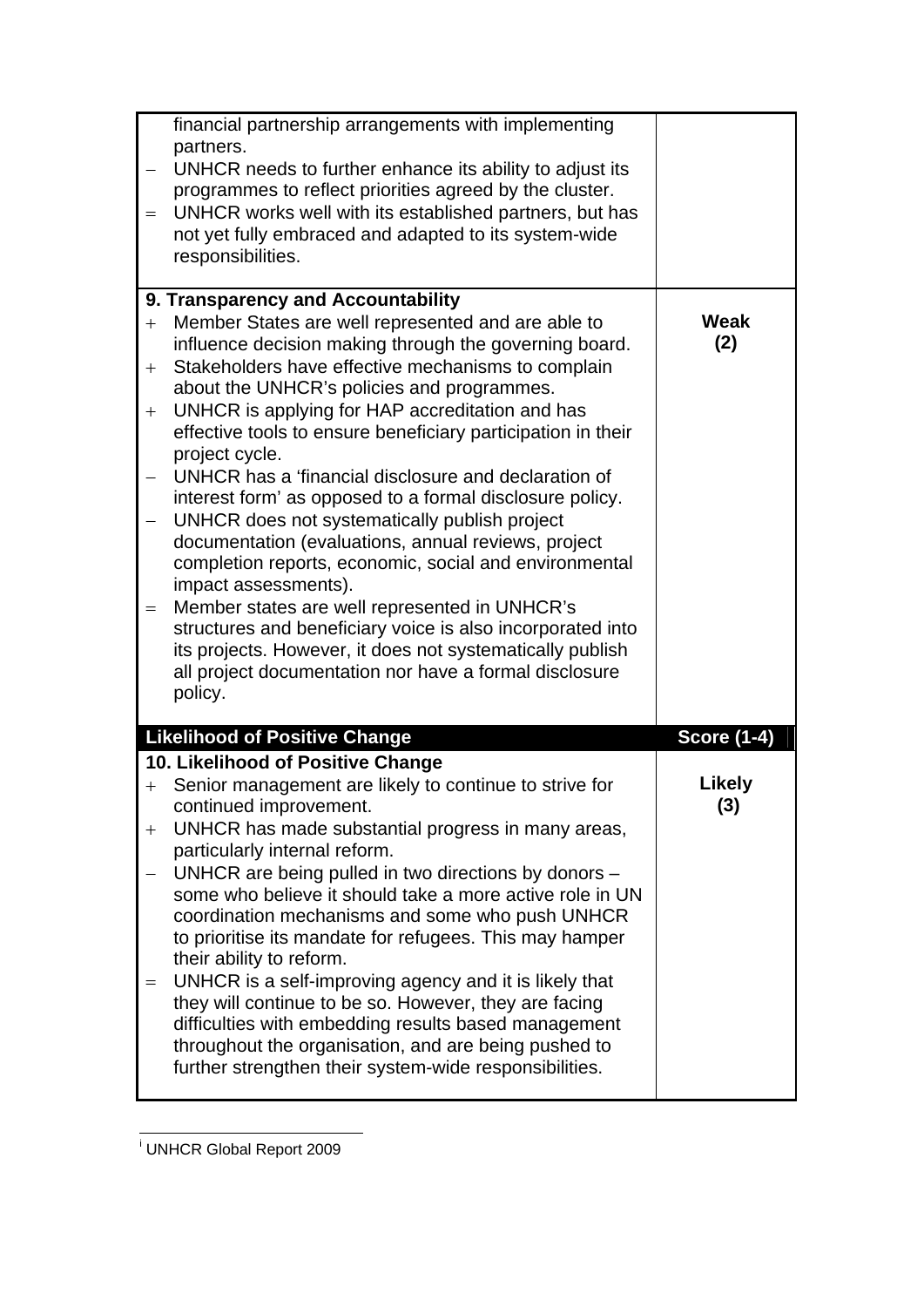| | |
|---|---|
| financial partnership arrangements with implementing partners.<br>− UNHCR needs to further enhance its ability to adjust its programmes to reflect priorities agreed by the cluster.<br>= UNHCR works well with its established partners, but has not yet fully embraced and adapted to its system-wide responsibilities. | |
| **9. Transparency and Accountability**<br>+ Member States are well represented and are able to influence decision making through the governing board.<br>+ Stakeholders have effective mechanisms to complain about the UNHCR's policies and programmes.<br>+ UNHCR is applying for HAP accreditation and has effective tools to ensure beneficiary participation in their project cycle.<br>− UNHCR has a 'financial disclosure and declaration of interest form' as opposed to a formal disclosure policy.<br>− UNHCR does not systematically publish project documentation (evaluations, annual reviews, project completion reports, economic, social and environmental impact assessments).<br>= Member states are well represented in UNHCR's structures and beneficiary voice is also incorporated into its projects. However, it does not systematically publish all project documentation nor have a formal disclosure policy. | **Weak (2)** |
| **Likelihood of Positive Change** | **Score (1-4)** |
| **10. Likelihood of Positive Change**<br>+ Senior management are likely to continue to strive for continued improvement.<br>+ UNHCR has made substantial progress in many areas, particularly internal reform.<br>− UNHCR are being pulled in two directions by donors – some who believe it should take a more active role in UN coordination mechanisms and some who push UNHCR to prioritise its mandate for refugees. This may hamper their ability to reform.<br>= UNHCR is a self-improving agency and it is likely that they will continue to be so. However, they are facing difficulties with embedding results based management throughout the organisation, and are being pushed to further strengthen their system-wide responsibilities. | **Likely (3)** |

[i] UNHCR Global Report 2009